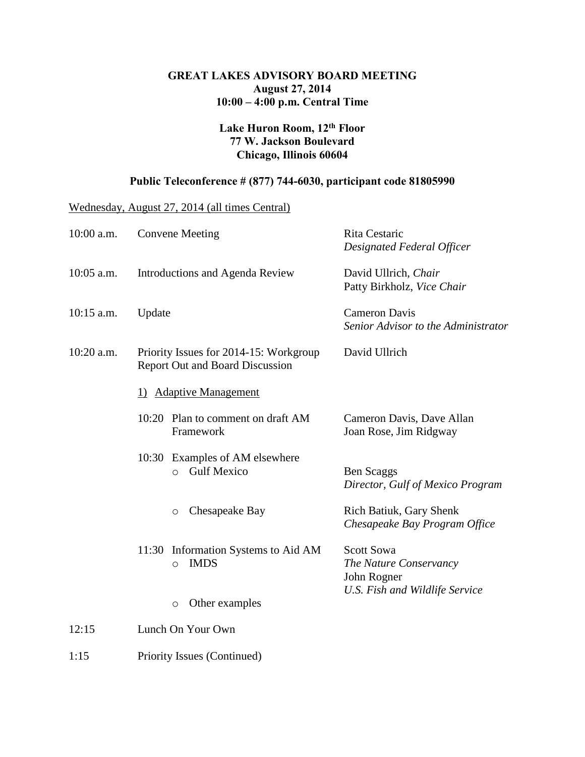# GREAT LAKES ADVISORY BOARD MEETING

**August 27, 2014**
**10:00 – 4:00 p.m. Central Time**

**Lake Huron Room, 12th Floor**
**77 W. Jackson Boulevard**
**Chicago, Illinois 60604**

**Public Teleconference # (877) 744-6030, participant code 81805990**

Wednesday, August 27, 2014 (all times Central)

| | | |
|---|---|---|
| 10:00 a.m. | Convene Meeting | Rita Cestaric<br>*Designated Federal Officer* |
| 10:05 a.m. | Introductions and Agenda Review | David Ullrich, *Chair*<br>Patty Birkholz, *Vice Chair* |
| 10:15 a.m. | Update | Cameron Davis<br>*Senior Advisor to the Administrator* |
| 10:20 a.m. | Priority Issues for 2014-15: Workgroup Report Out and Board Discussion | David Ullrich |
| | 1) Adaptive Management | |
| | 10:20 Plan to comment on draft AM Framework | Cameron Davis, Dave Allan<br>Joan Rose, Jim Ridgway |
| | 10:30 Examples of AM elsewhere | |
| | ○ Gulf Mexico | Ben Scaggs<br>*Director, Gulf of Mexico Program* |
| | ○ Chesapeake Bay | Rich Batiuk, Gary Shenk<br>*Chesapeake Bay Program Office* |
| | 11:30 Information Systems to Aid AM<br>○ IMDS | Scott Sowa<br>*The Nature Conservancy*<br>John Rogner<br>*U.S. Fish and Wildlife Service* |
| | ○ Other examples | |
| 12:15 | Lunch On Your Own | |
| 1:15 | Priority Issues (Continued) | |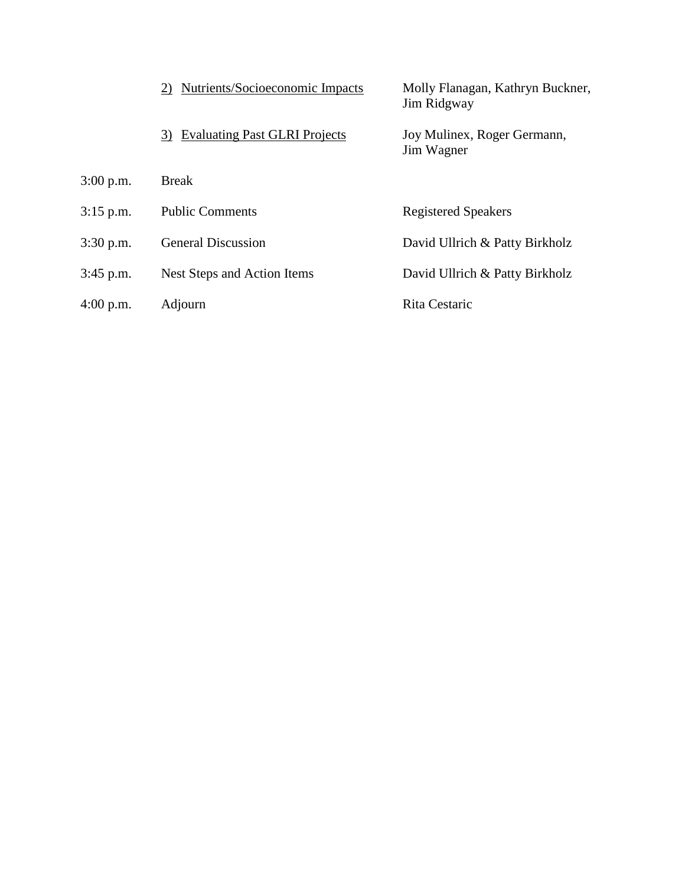| | | |
|---|---|---|
| | 2) Nutrients/Socioeconomic Impacts | Molly Flanagan, Kathryn Buckner, Jim Ridgway |
| | 3) Evaluating Past GLRI Projects | Joy Mulinex, Roger Germann, Jim Wagner |
| 3:00 p.m. | Break | |
| 3:15 p.m. | Public Comments | Registered Speakers |
| 3:30 p.m. | General Discussion | David Ullrich & Patty Birkholz |
| 3:45 p.m. | Nest Steps and Action Items | David Ullrich & Patty Birkholz |
| 4:00 p.m. | Adjourn | Rita Cestaric |